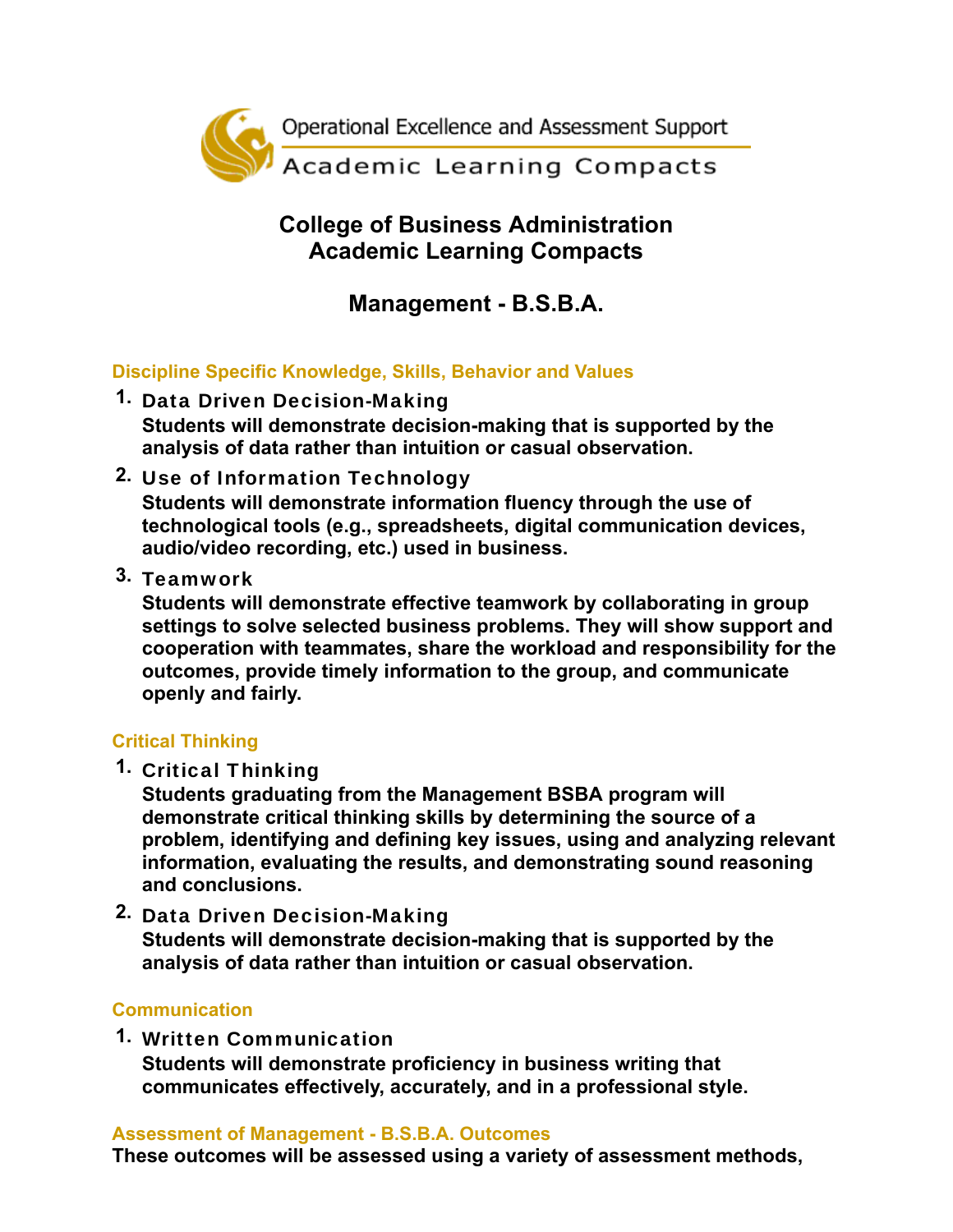Operational Excellence and Assessment Support

Academic Learning Compacts

# College of Business Administration
# Academic Learning Compacts

## Management - B.S.B.A.

### Discipline Specific Knowledge, Skills, Behavior and Values

1. **Data Driven Decision-Making**
   **Students will demonstrate decision-making that is supported by the analysis of data rather than intuition or casual observation.**
2. **Use of Information Technology**
   **Students will demonstrate information fluency through the use of technological tools (e.g., spreadsheets, digital communication devices, audio/video recording, etc.) used in business.**
3. **Teamwork**
   **Students will demonstrate effective teamwork by collaborating in group settings to solve selected business problems. They will show support and cooperation with teammates, share the workload and responsibility for the outcomes, provide timely information to the group, and communicate openly and fairly.**

### Critical Thinking

1. **Critical Thinking**
   **Students graduating from the Management BSBA program will demonstrate critical thinking skills by determining the source of a problem, identifying and defining key issues, using and analyzing relevant information, evaluating the results, and demonstrating sound reasoning and conclusions.**
2. **Data Driven Decision-Making**
   **Students will demonstrate decision-making that is supported by the analysis of data rather than intuition or casual observation.**

### Communication

1. **Written Communication**
   **Students will demonstrate proficiency in business writing that communicates effectively, accurately, and in a professional style.**

### Assessment of Management - B.S.B.A. Outcomes

**These outcomes will be assessed using a variety of assessment methods,**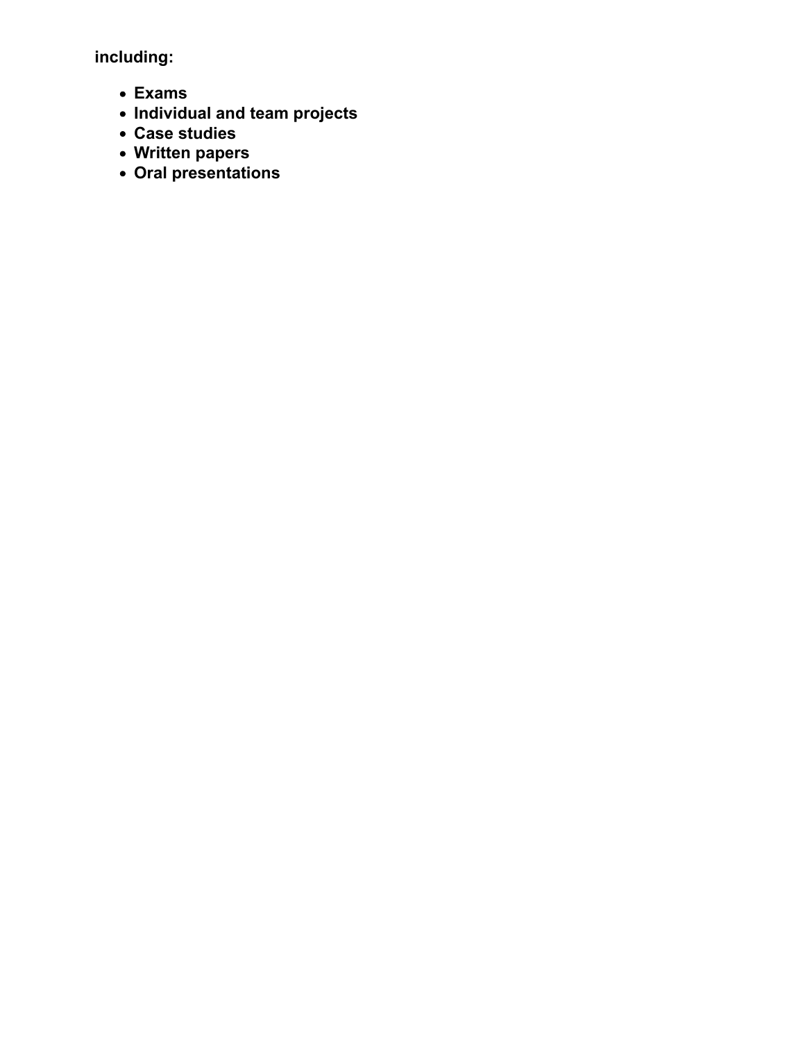**including:**

- **Exams**
- **Individual and team projects**
- **Case studies**
- **Written papers**
- **Oral presentations**